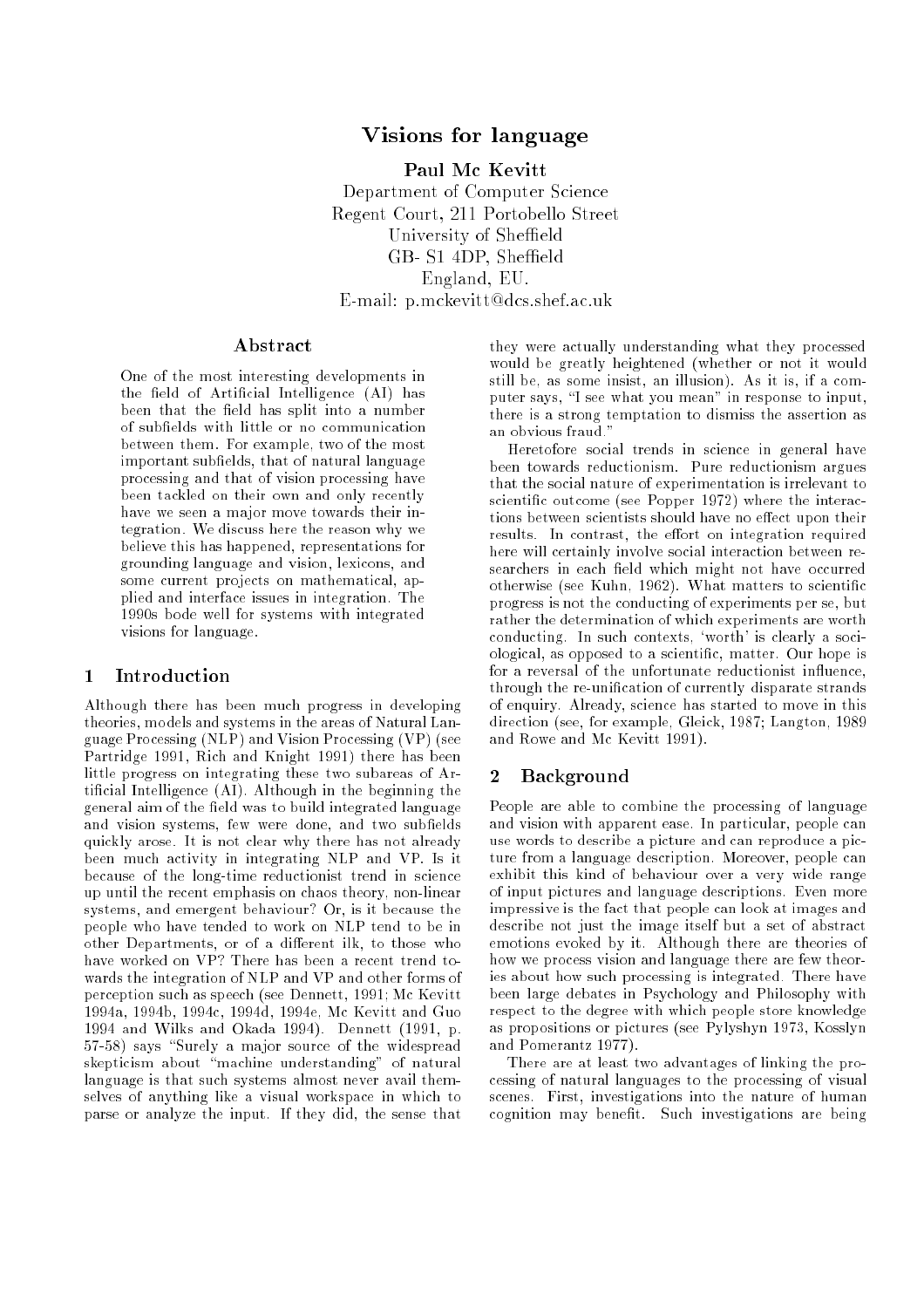# Visions for language

**Paul Mc Kevitt**

Department of Computer Science
Regent Court, 211 Portobello Street
University of Sheffield
GB- S1 4DP, Sheffield
England, EU.
E-mail: p.mckevitt@dcs.shef.ac.uk

## Abstract

One of the most interesting developments in the field of Artificial Intelligence (AI) has been that the field has split into a number of subfields with little or no communication between them. For example, two of the most important subfields, that of natural language processing and that of vision processing have been tackled on their own and only recently have we seen a major move towards their integration. We discuss here the reason why we believe this has happened, representations for grounding language and vision, lexicons, and some current projects on mathematical, applied and interface issues in integration. The 1990s bode well for systems with integrated visions for language.

## 1 Introduction

Although there has been much progress in developing theories, models and systems in the areas of Natural Language Processing (NLP) and Vision Processing (VP) (see Partridge 1991, Rich and Knight 1991) there has been little progress on integrating these two subareas of Artificial Intelligence (AI). Although in the beginning the general aim of the field was to build integrated language and vision systems, few were done, and two subfields quickly arose. It is not clear why there has not already been much activity in integrating NLP and VP. Is it because of the long-time reductionist trend in science up until the recent emphasis on chaos theory, non-linear systems, and emergent behaviour? Or, is it because the people who have tended to work on NLP tend to be in other Departments, or of a different ilk, to those who have worked on VP? There has been a recent trend towards the integration of NLP and VP and other forms of perception such as speech (see Dennett, 1991; Mc Kevitt 1994a, 1994b, 1994c, 1994d, 1994e, Mc Kevitt and Guo 1994 and Wilks and Okada 1994). Dennett (1991, p. 57-58) says "Surely a major source of the widespread skepticism about "machine understanding" of natural language is that such systems almost never avail themselves of anything like a visual workspace in which to parse or analyze the input. If they did, the sense that they were actually understanding what they processed would be greatly heightened (whether or not it would still be, as some insist, an illusion). As it is, if a computer says, "I see what you mean" in response to input, there is a strong temptation to dismiss the assertion as an obvious fraud."

Heretofore social trends in science in general have been towards reductionism. Pure reductionism argues that the social nature of experimentation is irrelevant to scientific outcome (see Popper 1972) where the interactions between scientists should have no effect upon their results. In contrast, the effort on integration required here will certainly involve social interaction between researchers in each field which might not have occurred otherwise (see Kuhn, 1962). What matters to scientific progress is not the conducting of experiments per se, but rather the determination of which experiments are worth conducting. In such contexts, 'worth' is clearly a sociological, as opposed to a scientific, matter. Our hope is for a reversal of the unfortunate reductionist influence, through the re-unification of currently disparate strands of enquiry. Already, science has started to move in this direction (see, for example, Gleick, 1987; Langton, 1989 and Rowe and Mc Kevitt 1991).

## 2 Background

People are able to combine the processing of language and vision with apparent ease. In particular, people can use words to describe a picture and can reproduce a picture from a language description. Moreover, people can exhibit this kind of behaviour over a very wide range of input pictures and language descriptions. Even more impressive is the fact that people can look at images and describe not just the image itself but a set of abstract emotions evoked by it. Although there are theories of how we process vision and language there are few theories about how such processing is integrated. There have been large debates in Psychology and Philosophy with respect to the degree with which people store knowledge as propositions or pictures (see Pylyshyn 1973, Kosslyn and Pomerantz 1977).

There are at least two advantages of linking the processing of natural languages to the processing of visual scenes. First, investigations into the nature of human cognition may benefit. Such investigations are being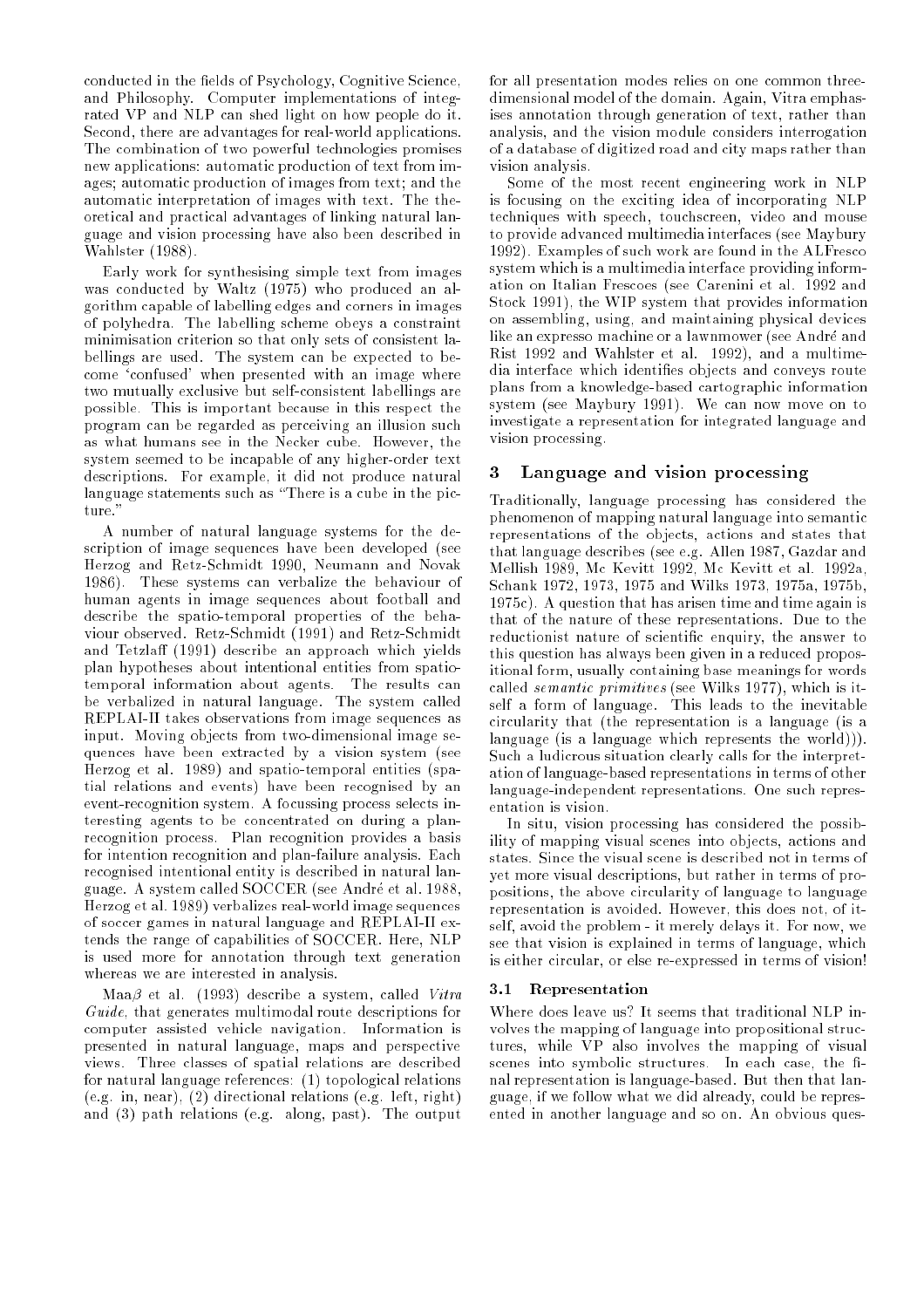conducted in the fields of Psychology, Cognitive Science, and Philosophy. Computer implementations of integrated VP and NLP can shed light on how people do it. Second, there are advantages for real-world applications. The combination of two powerful technologies promises new applications: automatic production of text from images; automatic production of images from text; and the automatic interpretation of images with text. The theoretical and practical advantages of linking natural language and vision processing have also been described in Wahlster (1988).

Early work for synthesising simple text from images was conducted by Waltz (1975) who produced an algorithm capable of labelling edges and corners in images of polyhedra. The labelling scheme obeys a constraint minimisation criterion so that only sets of consistent labellings are used. The system can be expected to become 'confused' when presented with an image where two mutually exclusive but self-consistent labellings are possible. This is important because in this respect the program can be regarded as perceiving an illusion such as what humans see in the Necker cube. However, the system seemed to be incapable of any higher-order text descriptions. For example, it did not produce natural language statements such as "There is a cube in the picture."

A number of natural language systems for the description of image sequences have been developed (see Herzog and Retz-Schmidt 1990, Neumann and Novak 1986). These systems can verbalize the behaviour of human agents in image sequences about football and describe the spatio-temporal properties of the behaviour observed. Retz-Schmidt (1991) and Retz-Schmidt and Tetzlaff (1991) describe an approach which yields plan hypotheses about intentional entities from spatio-temporal information about agents. The results can be verbalized in natural language. The system called REPLAI-II takes observations from image sequences as input. Moving objects from two-dimensional image sequences have been extracted by a vision system (see Herzog et al. 1989) and spatio-temporal entities (spatial relations and events) have been recognised by an event-recognition system. A focussing process selects interesting agents to be concentrated on during a plan-recognition process. Plan recognition provides a basis for intention recognition and plan-failure analysis. Each recognised intentional entity is described in natural language. A system called SOCCER (see André et al. 1988, Herzog et al. 1989) verbalizes real-world image sequences of soccer games in natural language and REPLAI-II extends the range of capabilities of SOCCER. Here, NLP is used more for annotation through text generation whereas we are interested in analysis.

Maaβ et al. (1993) describe a system, called *Vitra Guide*, that generates multimodal route descriptions for computer assisted vehicle navigation. Information is presented in natural language, maps and perspective views. Three classes of spatial relations are described for natural language references: (1) topological relations (e.g. in, near), (2) directional relations (e.g. left, right) and (3) path relations (e.g. along, past). The output for all presentation modes relies on one common three-dimensional model of the domain. Again, Vitra emphasises annotation through generation of text, rather than analysis, and the vision module considers interrogation of a database of digitized road and city maps rather than vision analysis.

Some of the most recent engineering work in NLP is focusing on the exciting idea of incorporating NLP techniques with speech, touchscreen, video and mouse to provide advanced multimedia interfaces (see Maybury 1992). Examples of such work are found in the ALFresco system which is a multimedia interface providing information on Italian Frescoes (see Carenini et al. 1992 and Stock 1991), the WIP system that provides information on assembling, using, and maintaining physical devices like an expresso machine or a lawnmower (see André and Rist 1992 and Wahlster et al. 1992), and a multimedia interface which identifies objects and conveys route plans from a knowledge-based cartographic information system (see Maybury 1991). We can now move on to investigate a representation for integrated language and vision processing.

## 3 Language and vision processing

Traditionally, language processing has considered the phenomenon of mapping natural language into semantic representations of the objects, actions and states that that language describes (see e.g. Allen 1987, Gazdar and Mellish 1989, Mc Kevitt 1992, Mc Kevitt et al. 1992a, Schank 1972, 1973, 1975 and Wilks 1973, 1975a, 1975b, 1975c). A question that has arisen time and time again is that of the nature of these representations. Due to the reductionist nature of scientific enquiry, the answer to this question has always been given in a reduced propositional form, usually containing base meanings for words called *semantic primitives* (see Wilks 1977), which is itself a form of language. This leads to the inevitable circularity that (the representation is a language (is a language (is a language which represents the world))). Such a ludicrous situation clearly calls for the interpretation of language-based representations in terms of other language-independent representations. One such representation is vision.

In situ, vision processing has considered the possibility of mapping visual scenes into objects, actions and states. Since the visual scene is described not in terms of yet more visual descriptions, but rather in terms of propositions, the above circularity of language to language representation is avoided. However, this does not, of itself, avoid the problem - it merely delays it. For now, we see that vision is explained in terms of language, which is either circular, or else re-expressed in terms of vision!

### 3.1 Representation

Where does leave us? It seems that traditional NLP involves the mapping of language into propositional structures, while VP also involves the mapping of visual scenes into symbolic structures. In each case, the final representation is language-based. But then that language, if we follow what we did already, could be represented in another language and so on. An obvious ques-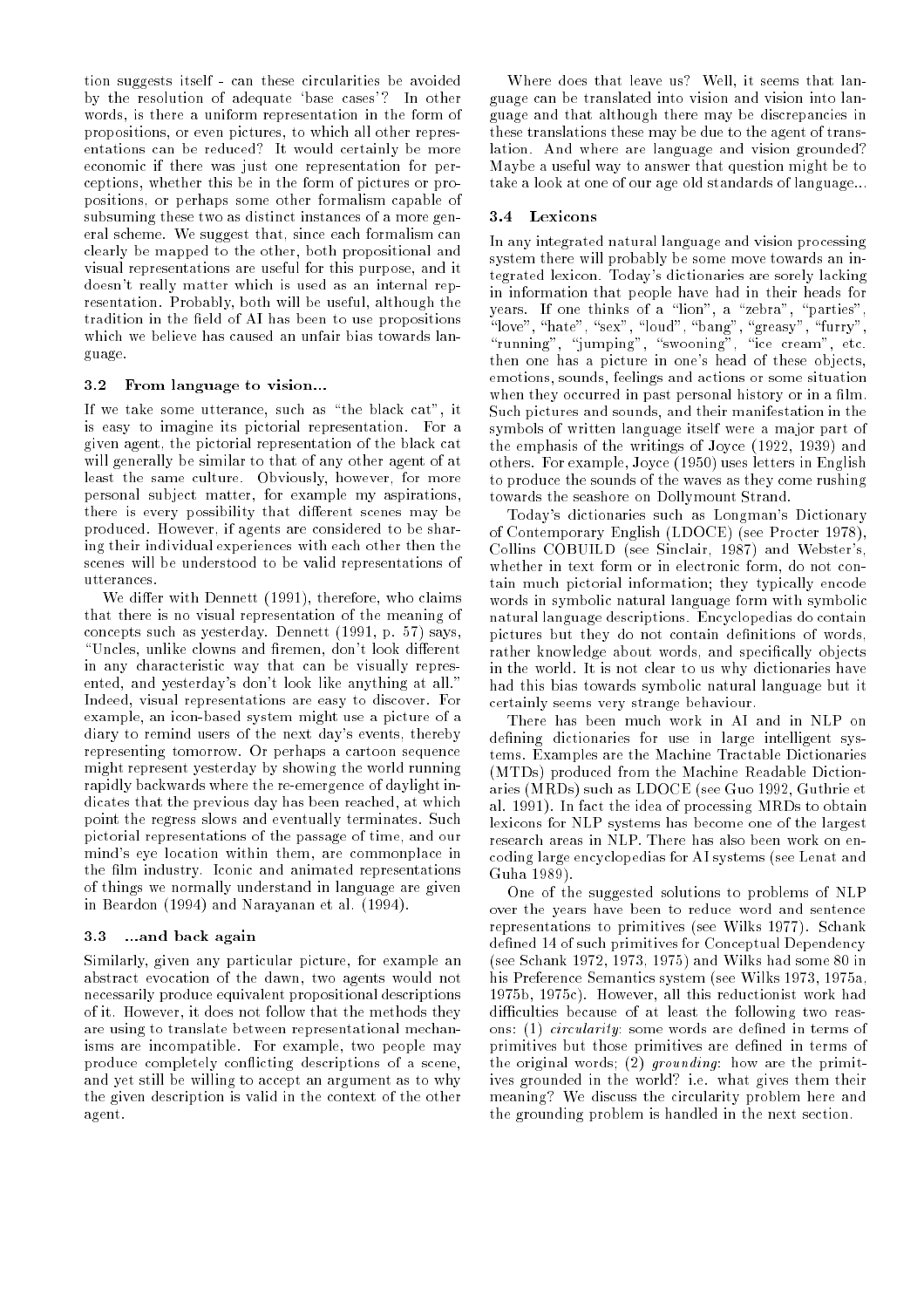tion suggests itself - can these circularities be avoided by the resolution of adequate 'base cases'? In other words, is there a uniform representation in the form of propositions, or even pictures, to which all other representations can be reduced? It would certainly be more economic if there was just one representation for perceptions, whether this be in the form of pictures or propositions, or perhaps some other formalism capable of subsuming these two as distinct instances of a more general scheme. We suggest that, since each formalism can clearly be mapped to the other, both propositional and visual representations are useful for this purpose, and it doesn't really matter which is used as an internal representation. Probably, both will be useful, although the tradition in the field of AI has been to use propositions which we believe has caused an unfair bias towards language.

### 3.2 From language to vision...

If we take some utterance, such as "the black cat", it is easy to imagine its pictorial representation. For a given agent, the pictorial representation of the black cat will generally be similar to that of any other agent of at least the same culture. Obviously, however, for more personal subject matter, for example my aspirations, there is every possibility that different scenes may be produced. However, if agents are considered to be sharing their individual experiences with each other then the scenes will be understood to be valid representations of utterances.

We differ with Dennett (1991), therefore, who claims that there is no visual representation of the meaning of concepts such as yesterday. Dennett (1991, p. 57) says, "Uncles, unlike clowns and firemen, don't look different in any characteristic way that can be visually represented, and yesterday's don't look like anything at all." Indeed, visual representations are easy to discover. For example, an icon-based system might use a picture of a diary to remind users of the next day's events, thereby representing tomorrow. Or perhaps a cartoon sequence might represent yesterday by showing the world running rapidly backwards where the re-emergence of daylight indicates that the previous day has been reached, at which point the regress slows and eventually terminates. Such pictorial representations of the passage of time, and our mind's eye location within them, are commonplace in the film industry. Iconic and animated representations of things we normally understand in language are given in Beardon (1994) and Narayanan et al. (1994).

### 3.3 ...and back again

Similarly, given any particular picture, for example an abstract evocation of the dawn, two agents would not necessarily produce equivalent propositional descriptions of it. However, it does not follow that the methods they are using to translate between representational mechanisms are incompatible. For example, two people may produce completely conflicting descriptions of a scene, and yet still be willing to accept an argument as to why the given description is valid in the context of the other agent.

Where does that leave us? Well, it seems that language can be translated into vision and vision into language and that although there may be discrepancies in these translations these may be due to the agent of translation. And where are language and vision grounded? Maybe a useful way to answer that question might be to take a look at one of our age old standards of language...

### 3.4 Lexicons

In any integrated natural language and vision processing system there will probably be some move towards an integrated lexicon. Today's dictionaries are sorely lacking in information that people have had in their heads for years. If one thinks of a "lion", a "zebra", "parties", "love", "hate", "sex", "loud", "bang", "greasy", "furry", "running", "jumping", "swooning", "ice cream", etc. then one has a picture in one's head of these objects, emotions, sounds, feelings and actions or some situation when they occurred in past personal history or in a film. Such pictures and sounds, and their manifestation in the symbols of written language itself were a major part of the emphasis of the writings of Joyce (1922, 1939) and others. For example, Joyce (1950) uses letters in English to produce the sounds of the waves as they come rushing towards the seashore on Dollymount Strand.

Today's dictionaries such as Longman's Dictionary of Contemporary English (LDOCE) (see Procter 1978), Collins COBUILD (see Sinclair, 1987) and Webster's, whether in text form or in electronic form, do not contain much pictorial information; they typically encode words in symbolic natural language form with symbolic natural language descriptions. Encyclopedias do contain pictures but they do not contain definitions of words, rather knowledge about words, and specifically objects in the world. It is not clear to us why dictionaries have had this bias towards symbolic natural language but it certainly seems very strange behaviour.

There has been much work in AI and in NLP on defining dictionaries for use in large intelligent systems. Examples are the Machine Tractable Dictionaries (MTDs) produced from the Machine Readable Dictionaries (MRDs) such as LDOCE (see Guo 1992, Guthrie et al. 1991). In fact the idea of processing MRDs to obtain lexicons for NLP systems has become one of the largest research areas in NLP. There has also been work on encoding large encyclopedias for AI systems (see Lenat and Guha 1989).

One of the suggested solutions to problems of NLP over the years have been to reduce word and sentence representations to primitives (see Wilks 1977). Schank defined 14 of such primitives for Conceptual Dependency (see Schank 1972, 1973, 1975) and Wilks had some 80 in his Preference Semantics system (see Wilks 1973, 1975a, 1975b, 1975c). However, all this reductionist work had difficulties because of at least the following two reasons: (1) *circularity*: some words are defined in terms of primitives but those primitives are defined in terms of the original words; (2) *grounding*: how are the primitives grounded in the world? i.e. what gives them their meaning? We discuss the circularity problem here and the grounding problem is handled in the next section.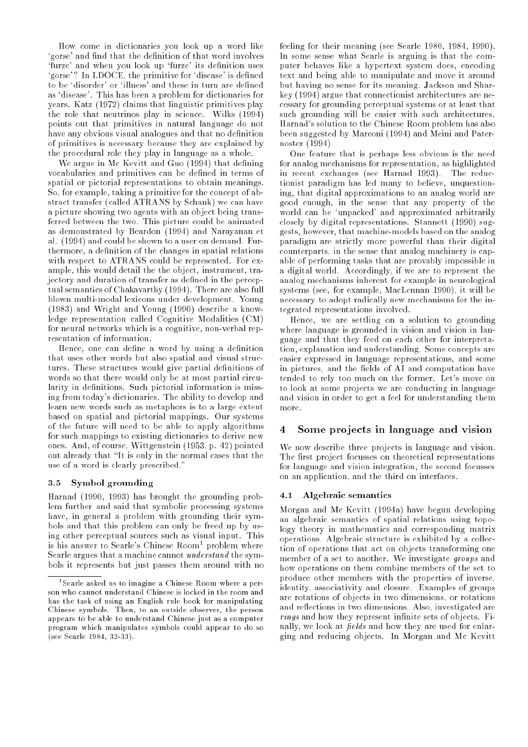How come in dictionaries you look up a word like 'gorse' and find that the definition of that word involves 'furze' and when you look up 'furze' its definition uses 'gorse'? In LDOCE, the primitive for 'disease' is defined to be 'disorder' or 'illness' and these in turn are defined as 'disease'. This has been a problem for dictionaries for years. Katz (1972) claims that linguistic primitives play the role that neutrinos play in science. Wilks (1994) points out that primitives in natural language do not have any obvious visual analogues and that no definition of primitives is necessary because they are explained by the procedural role they play in language as a whole.

We argue in Mc Kevitt and Guo (1994) that defining vocabularies and primitives can be defined in terms of spatial or pictorial representations to obtain meanings. So, for example, taking a primitive for the concept of abstract transfer (called ATRANS by Schank) we can have a picture showing two agents with an object being transferred between the two. This picture could be animated as demonstrated by Beardon (1994) and Narayanan et al. (1994) and could be shown to a user on demand. Furthermore, a definition of the changes in spatial relations with respect to ATRANS could be represented. For example, this would detail the the object, instrument, trajectory and duration of transfer as defined in the perceptual semantics of Chakavarthy (1994). There are also full blown multi-modal lexicons under development. Young (1983) and Wright and Young (1990) describe a knowledge representation called Cognitive Modalities (CM) for neural networks which is a cognitive, non-verbal representation of information.

Hence, one can define a word by using a definition that uses other words but also spatial and visual structures. These structures would give partial definitions of words so that there would only be at most partial circularity in definitions. Such pictorial information is missing from today's dictionaries. The ability to develop and learn new words such as metaphors is to a large extent based on spatial and pictorial mappings. Our systems of the future will need to be able to apply algorithms for such mappings to existing dictionaries to derive new ones. And, of course, Wittgenstein (1953, p. 42) pointed out already that "It is only in the normal cases that the use of a word is clearly prescribed."

### 3.5 Symbol grounding

Harnad (1990, 1993) has brought the grounding problem further and said that symbolic processing systems have, in general a problem with grounding their symbols and that this problem can only be freed up by using other perceptual sources such as visual input. This is his answer to Searle's Chinese Room[1] problem where Searle argues that a machine cannot *understand* the symbols it represents but just passes them around with no feeling for their meaning (see Searle 1980, 1984, 1990). In some sense what Searle is arguing is that the computer behaves like a hypertext system does, encoding text and being able to manipulate and move it around but having no sense for its meaning. Jackson and Sharkey (1994) argue that connectionist architectures are necessary for grounding perceptual systems or at least that such grounding will be easier with such architectures. Harnad's solution to the Chinese Room problem has also been suggested by Marconi (1994) and Meini and Paternoster (1994).

One feature that is perhaps less obvious is the need for analog mechanisms for representation, as highlighted in recent exchanges (see Harnad 1993). The reductionist paradigm has led many to believe, unquestioning, that digital approximations to an analog world are good enough, in the sense that any property of the world can be 'unpacked' and approximated arbitrarily closely by digital representations. Stannett (1990) suggests, however, that machine-models based on the analog paradigm are strictly more powerful than their digital counterparts, in the sense that analog machinery is capable of performing tasks that are provably impossible in a digital world. Accordingly, if we are to represent the analog mechanisms inherent for example in neurological systems (see, for example, MacLennan 1990), it will be necessary to adopt radically new mechanisms for the integrated representations involved.

Hence, we are settling on a solution to grounding where language is grounded in vision and vision in language and that they feed on each other for interpretation, explanation and understanding. Some concepts are easier expressed in language representations, and some in pictures, and the fields of AI and computation have tended to rely too much on the former. Let's move on to look at some projects we are conducting in language and vision in order to get a feel for understanding them more.

## 4 Some projects in language and vision

We now describe three projects in language and vision. The first project focusses on theoretical representations for language and vision integration, the second focusses on an application, and the third on interfaces.

### 4.1 Algebraic semantics

Morgan and Mc Kevitt (1994a) have begun developing an algebraic semantics of spatial relations using topology theory in mathematics and corresponding matrix operations. Algebraic structure is exhibited by a collection of operations that act on objects transforming one member of a set to another. We investigate *groups* and how operations on them combine members of the set to produce other members with the properties of inverse, identity, associativity and closure. Examples of groups are rotations of objects in two dimensions, or rotations and reflections in two dimensions. Also, investigated are *rings* and how they represent infinite sets of objects. Finally, we look at *fields* and how they are used for enlarging and reducing objects. In Morgan and Mc Kevitt

---

[1] Searle asked us to imagine a Chinese Room where a person who cannot understand Chinese is locked in the room and has the task of using an English rule book for manipulating Chinese symbols. Then, to an outside observer, the person appears to be able to understand Chinese just as a computer program which manipulates symbols could appear to do so (see Searle 1984, 32-33).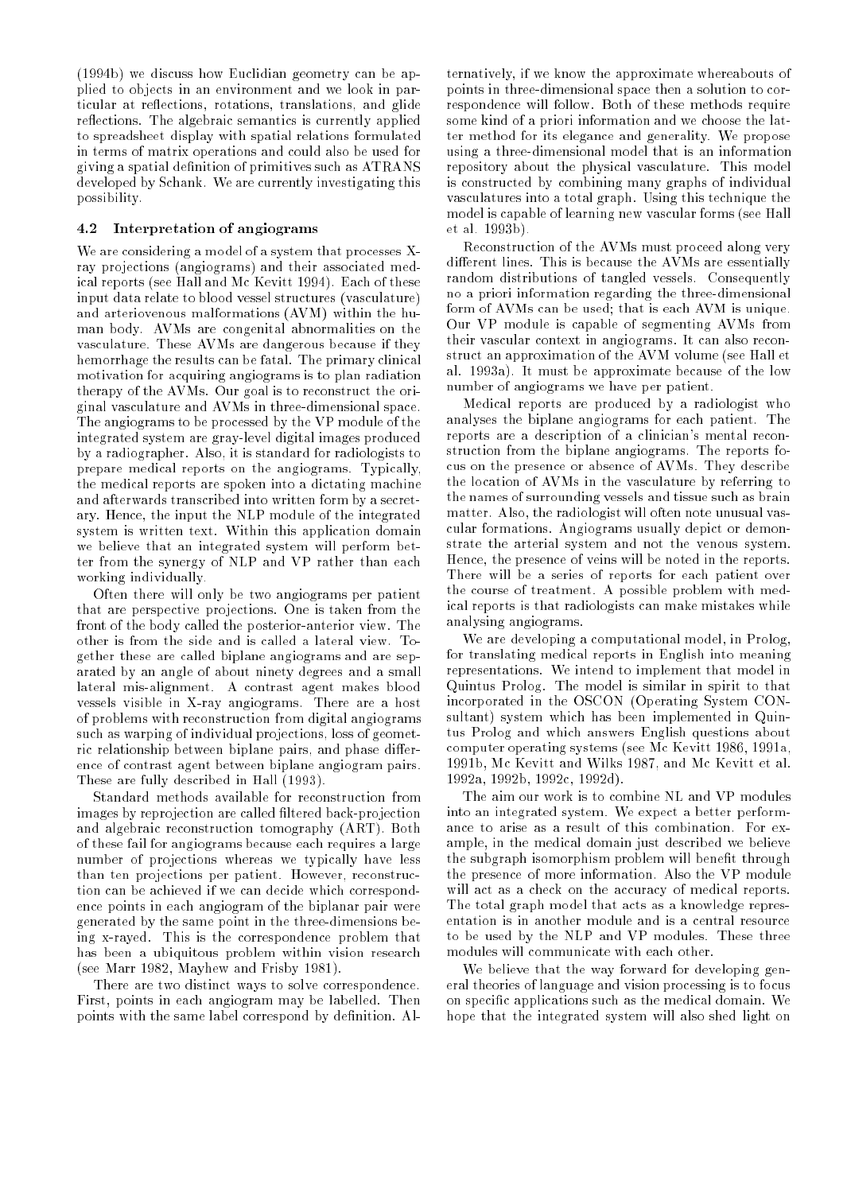(1994b) we discuss how Euclidian geometry can be applied to objects in an environment and we look in particular at reflections, rotations, translations, and glide reflections. The algebraic semantics is currently applied to spreadsheet display with spatial relations formulated in terms of matrix operations and could also be used for giving a spatial definition of primitives such as ATRANS developed by Schank. We are currently investigating this possibility.

### 4.2 Interpretation of angiograms

We are considering a model of a system that processes X-ray projections (angiograms) and their associated medical reports (see Hall and Mc Kevitt 1994). Each of these input data relate to blood vessel structures (vasculature) and arteriovenous malformations (AVM) within the human body. AVMs are congenital abnormalities on the vasculature. These AVMs are dangerous because if they hemorrhage the results can be fatal. The primary clinical motivation for acquiring angiograms is to plan radiation therapy of the AVMs. Our goal is to reconstruct the original vasculature and AVMs in three-dimensional space. The angiograms to be processed by the VP module of the integrated system are gray-level digital images produced by a radiographer. Also, it is standard for radiologists to prepare medical reports on the angiograms. Typically, the medical reports are spoken into a dictating machine and afterwards transcribed into written form by a secretary. Hence, the input the NLP module of the integrated system is written text. Within this application domain we believe that an integrated system will perform better from the synergy of NLP and VP rather than each working individually.

Often there will only be two angiograms per patient that are perspective projections. One is taken from the front of the body called the posterior-anterior view. The other is from the side and is called a lateral view. Together these are called biplane angiograms and are separated by an angle of about ninety degrees and a small lateral mis-alignment. A contrast agent makes blood vessels visible in X-ray angiograms. There are a host of problems with reconstruction from digital angiograms such as warping of individual projections, loss of geometric relationship between biplane pairs, and phase difference of contrast agent between biplane angiogram pairs. These are fully described in Hall (1993).

Standard methods available for reconstruction from images by reprojection are called filtered back-projection and algebraic reconstruction tomography (ART). Both of these fail for angiograms because each requires a large number of projections whereas we typically have less than ten projections per patient. However, reconstruction can be achieved if we can decide which correspondence points in each angiogram of the biplanar pair were generated by the same point in the three-dimensions being x-rayed. This is the correspondence problem that has been a ubiquitous problem within vision research (see Marr 1982, Mayhew and Frisby 1981).

There are two distinct ways to solve correspondence. First, points in each angiogram may be labelled. Then points with the same label correspond by definition. Alternatively, if we know the approximate whereabouts of points in three-dimensional space then a solution to correspondence will follow. Both of these methods require some kind of a priori information and we choose the latter method for its elegance and generality. We propose using a three-dimensional model that is an information repository about the physical vasculature. This model is constructed by combining many graphs of individual vasculatures into a total graph. Using this technique the model is capable of learning new vascular forms (see Hall et al. 1993b).

Reconstruction of the AVMs must proceed along very different lines. This is because the AVMs are essentially random distributions of tangled vessels. Consequently no a priori information regarding the three-dimensional form of AVMs can be used; that is each AVM is unique. Our VP module is capable of segmenting AVMs from their vascular context in angiograms. It can also reconstruct an approximation of the AVM volume (see Hall et al. 1993a). It must be approximate because of the low number of angiograms we have per patient.

Medical reports are produced by a radiologist who analyses the biplane angiograms for each patient. The reports are a description of a clinician's mental reconstruction from the biplane angiograms. The reports focus on the presence or absence of AVMs. They describe the location of AVMs in the vasculature by referring to the names of surrounding vessels and tissue such as brain matter. Also, the radiologist will often note unusual vascular formations. Angiograms usually depict or demonstrate the arterial system and not the venous system. Hence, the presence of veins will be noted in the reports. There will be a series of reports for each patient over the course of treatment. A possible problem with medical reports is that radiologists can make mistakes while analysing angiograms.

We are developing a computational model, in Prolog, for translating medical reports in English into meaning representations. We intend to implement that model in Quintus Prolog. The model is similar in spirit to that incorporated in the OSCON (Operating System CONsultant) system which has been implemented in Quintus Prolog and which answers English questions about computer operating systems (see Mc Kevitt 1986, 1991a, 1991b, Mc Kevitt and Wilks 1987, and Mc Kevitt et al. 1992a, 1992b, 1992c, 1992d).

The aim our work is to combine NL and VP modules into an integrated system. We expect a better performance to arise as a result of this combination. For example, in the medical domain just described we believe the subgraph isomorphism problem will benefit through the presence of more information. Also the VP module will act as a check on the accuracy of medical reports. The total graph model that acts as a knowledge representation is in another module and is a central resource to be used by the NLP and VP modules. These three modules will communicate with each other.

We believe that the way forward for developing general theories of language and vision processing is to focus on specific applications such as the medical domain. We hope that the integrated system will also shed light on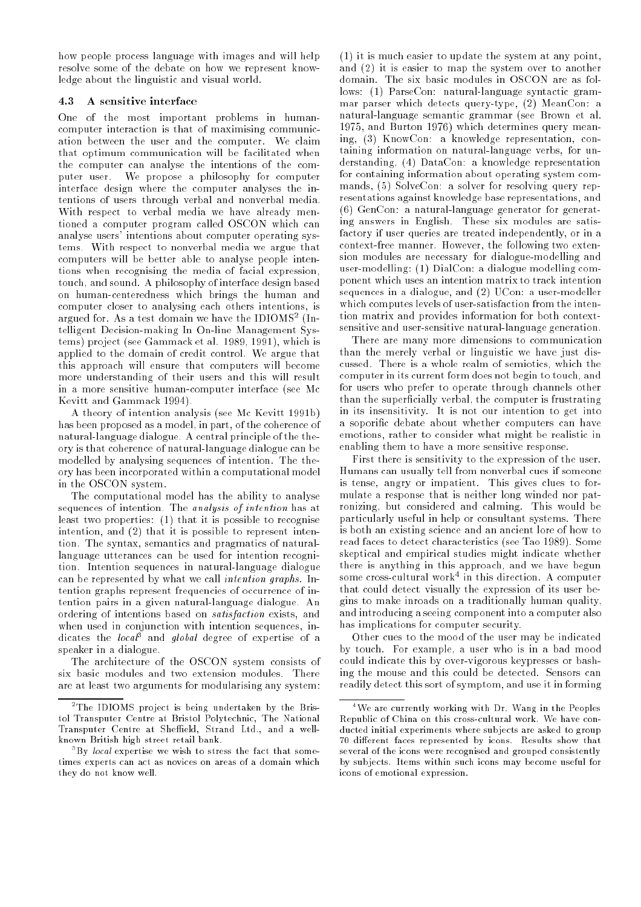how people process language with images and will help resolve some of the debate on how we represent knowledge about the linguistic and visual world.

### 4.3 A sensitive interface

One of the most important problems in human-computer interaction is that of maximising communication between the user and the computer. We claim that optimum communication will be facilitated when the computer can analyse the intentions of the computer user. We propose a philosophy for computer interface design where the computer analyses the intentions of users through verbal and nonverbal media. With respect to verbal media we have already mentioned a computer program called OSCON which can analyse users' intentions about computer operating systems. With respect to nonverbal media we argue that computers will be better able to analyse people intentions when recognising the media of facial expression, touch, and sound. A philosophy of interface design based on human-centeredness which brings the human and computer closer to analysing each others intentions, is argued for. As a test domain we have the IDIOMS[2] (Intelligent Decision-making In On-line Management Systems) project (see Gammack et al. 1989, 1991), which is applied to the domain of credit control. We argue that this approach will ensure that computers will become more understanding of their users and this will result in a more sensitive human-computer interface (see Mc Kevitt and Gammack 1994).

A theory of intention analysis (see Mc Kevitt 1991b) has been proposed as a model, in part, of the coherence of natural-language dialogue. A central principle of the theory is that coherence of natural-language dialogue can be modelled by analysing sequences of intention. The theory has been incorporated within a computational model in the OSCON system.

The computational model has the ability to analyse sequences of intention. The *analysis of intention* has at least two properties: (1) that it is possible to recognise intention, and (2) that it is possible to represent intention. The syntax, semantics and pragmatics of natural-language utterances can be used for intention recognition. Intention sequences in natural-language dialogue can be represented by what we call *intention graphs*. Intention graphs represent frequencies of occurrence of intention pairs in a given natural-language dialogue. An ordering of intentions based on *satisfaction* exists, and when used in conjunction with intention sequences, indicates the *local*[3] and *global* degree of expertise of a speaker in a dialogue.

The architecture of the OSCON system consists of six basic modules and two extension modules. There are at least two arguments for modularising any system: (1) it is much easier to update the system at any point, and (2) it is easier to map the system over to another domain. The six basic modules in OSCON are as follows: (1) ParseCon: natural-language syntactic grammar parser which detects query-type, (2) MeanCon: a natural-language semantic grammar (see Brown et al. 1975, and Burton 1976) which determines query meaning, (3) KnowCon: a knowledge representation, containing information on natural-language verbs, for understanding, (4) DataCon: a knowledge representation for containing information about operating system commands, (5) SolveCon: a solver for resolving query representations against knowledge base representations, and (6) GenCon: a natural-language generator for generating answers in English. These six modules are satisfactory if user queries are treated independently, or in a context-free manner. However, the following two extension modules are necessary for dialogue-modelling and user-modelling: (1) DialCon: a dialogue modelling component which uses an intention matrix to track intention sequences in a dialogue, and (2) UCon: a user-modeller which computes levels of user-satisfaction from the intention matrix and provides information for both context-sensitive and user-sensitive natural-language generation.

There are many more dimensions to communication than the merely verbal or linguistic we have just discussed. There is a whole realm of semiotics, which the computer in its current form does not begin to touch, and for users who prefer to operate through channels other than the superficially verbal, the computer is frustrating in its insensitivity. It is not our intention to get into a soporific debate about whether computers can have emotions, rather to consider what might be realistic in enabling them to have a more sensitive response.

First there is sensitivity to the expression of the user. Humans can usually tell from nonverbal cues if someone is tense, angry or impatient. This gives clues to formulate a response that is neither long winded nor patronizing, but considered and calming. This would be particularly useful in help or consultant systems. There is both an existing science and an ancient lore of how to read faces to detect characteristics (see Tao 1989). Some skeptical and empirical studies might indicate whether there is anything in this approach, and we have begun some cross-cultural work[4] in this direction. A computer that could detect visually the expression of its user begins to make inroads on a traditionally human quality, and introducing a seeing component into a computer also has implications for computer security.

Other cues to the mood of the user may be indicated by touch. For example, a user who is in a bad mood could indicate this by over-vigorous keypresses or bashing the mouse and this could be detected. Sensors can readily detect this sort of symptom, and use it in forming

---

[2] The IDIOMS project is being undertaken by the Bristol Transputer Centre at Bristol Polytechnic, The National Transputer Centre at Sheffield, Strand Ltd., and a well-known British high street retail bank.

[3] By *local* expertise we wish to stress the fact that sometimes experts can act as novices on areas of a domain which they do not know well.

[4] We are currently working with Dr. Wang in the Peoples Republic of China on this cross-cultural work. We have conducted initial experiments where subjects are asked to group 70 different faces represented by icons. Results show that several of the icons were recognised and grouped consistently by subjects. Items within such icons may become useful for icons of emotional expression.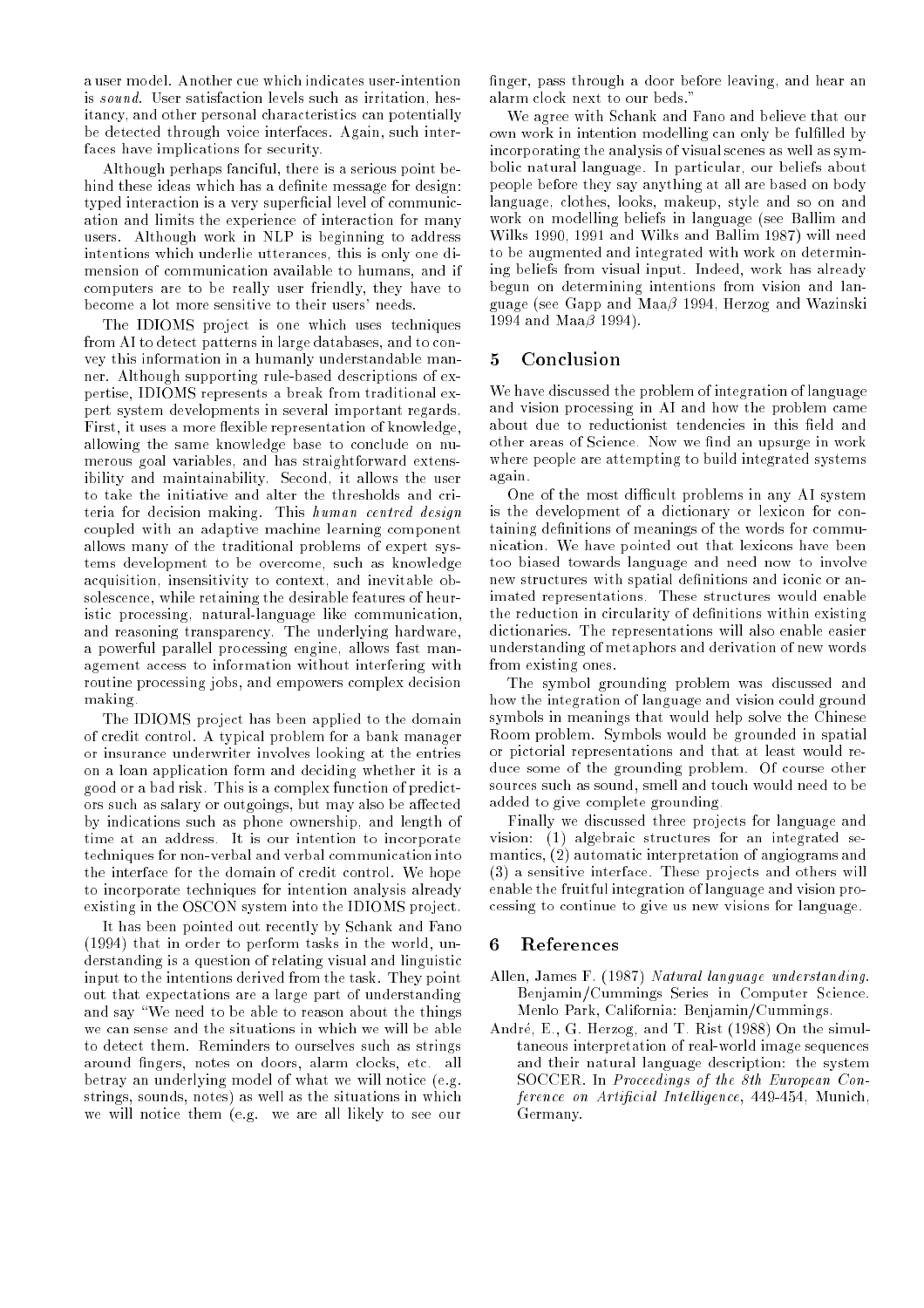a user model. Another cue which indicates user-intention is *sound*. User satisfaction levels such as irritation, hesitancy, and other personal characteristics can potentially be detected through voice interfaces. Again, such interfaces have implications for security.

Although perhaps fanciful, there is a serious point behind these ideas which has a definite message for design: typed interaction is a very superficial level of communication and limits the experience of interaction for many users. Although work in NLP is beginning to address intentions which underlie utterances, this is only one dimension of communication available to humans, and if computers are to be really user friendly, they have to become a lot more sensitive to their users' needs.

The IDIOMS project is one which uses techniques from AI to detect patterns in large databases, and to convey this information in a humanly understandable manner. Although supporting rule-based descriptions of expertise, IDIOMS represents a break from traditional expert system developments in several important regards. First, it uses a more flexible representation of knowledge, allowing the same knowledge base to conclude on numerous goal variables, and has straightforward extensibility and maintainability. Second, it allows the user to take the initiative and alter the thresholds and criteria for decision making. This *human centred design* coupled with an adaptive machine learning component allows many of the traditional problems of expert systems development to be overcome, such as knowledge acquisition, insensitivity to context, and inevitable obsolescence, while retaining the desirable features of heuristic processing, natural-language like communication, and reasoning transparency. The underlying hardware, a powerful parallel processing engine, allows fast management access to information without interfering with routine processing jobs, and empowers complex decision making.

The IDIOMS project has been applied to the domain of credit control. A typical problem for a bank manager or insurance underwriter involves looking at the entries on a loan application form and deciding whether it is a good or a bad risk. This is a complex function of predictors such as salary or outgoings, but may also be affected by indications such as phone ownership, and length of time at an address. It is our intention to incorporate techniques for non-verbal and verbal communication into the interface for the domain of credit control. We hope to incorporate techniques for intention analysis already existing in the OSCON system into the IDIOMS project.

It has been pointed out recently by Schank and Fano (1994) that in order to perform tasks in the world, understanding is a question of relating visual and linguistic input to the intentions derived from the task. They point out that expectations are a large part of understanding and say "We need to be able to reason about the things we can sense and the situations in which we will be able to detect them. Reminders to ourselves such as strings around fingers, notes on doors, alarm clocks, etc. all betray an underlying model of what we will notice (e.g. strings, sounds, notes) as well as the situations in which we will notice them (e.g. we are all likely to see our finger, pass through a door before leaving, and hear an alarm clock next to our beds."

We agree with Schank and Fano and believe that our own work in intention modelling can only be fulfilled by incorporating the analysis of visual scenes as well as symbolic natural language. In particular, our beliefs about people before they say anything at all are based on body language, clothes, looks, makeup, style and so on and work on modelling beliefs in language (see Ballim and Wilks 1990, 1991 and Wilks and Ballim 1987) will need to be augmented and integrated with work on determining beliefs from visual input. Indeed, work has already begun on determining intentions from vision and language (see Gapp and Maa$\beta$ 1994, Herzog and Wazinski 1994 and Maa$\beta$ 1994).

## 5 Conclusion

We have discussed the problem of integration of language and vision processing in AI and how the problem came about due to reductionist tendencies in this field and other areas of Science. Now we find an upsurge in work where people are attempting to build integrated systems again.

One of the most difficult problems in any AI system is the development of a dictionary or lexicon for containing definitions of meanings of the words for communication. We have pointed out that lexicons have been too biased towards language and need now to involve new structures with spatial definitions and iconic or animated representations. These structures would enable the reduction in circularity of definitions within existing dictionaries. The representations will also enable easier understanding of metaphors and derivation of new words from existing ones.

The symbol grounding problem was discussed and how the integration of language and vision could ground symbols in meanings that would help solve the Chinese Room problem. Symbols would be grounded in spatial or pictorial representations and that at least would reduce some of the grounding problem. Of course other sources such as sound, smell and touch would need to be added to give complete grounding.

Finally we discussed three projects for language and vision: (1) algebraic structures for an integrated semantics, (2) automatic interpretation of angiograms and (3) a sensitive interface. These projects and others will enable the fruitful integration of language and vision processing to continue to give us new visions for language.

## 6 References

Allen, James F. (1987) *Natural language understanding*. Benjamin/Cummings Series in Computer Science. Menlo Park, California: Benjamin/Cummings.

André, E., G. Herzog, and T. Rist (1988) On the simultaneous interpretation of real-world image sequences and their natural language description: the system SOCCER. In *Proceedings of the 8th European Conference on Artificial Intelligence*, 449-454, Munich, Germany.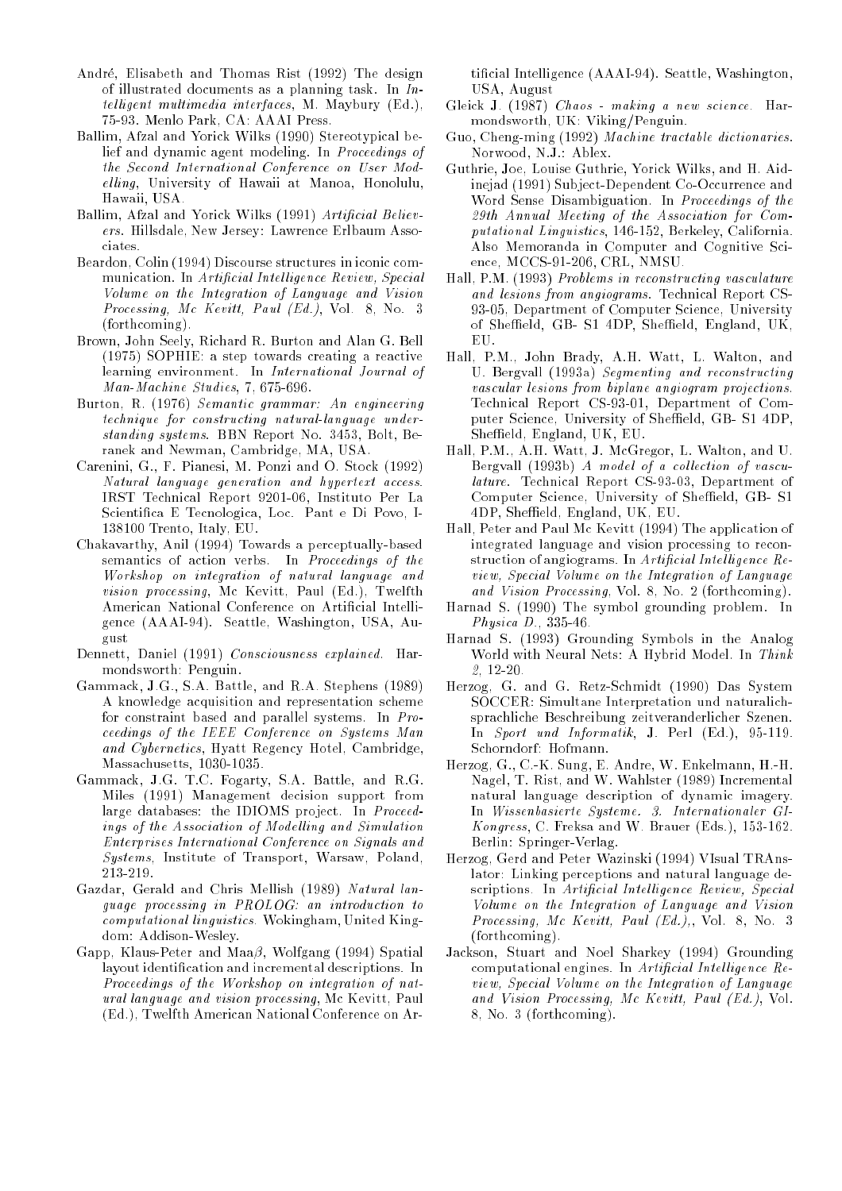André, Elisabeth and Thomas Rist (1992) The design of illustrated documents as a planning task. In *Intelligent multimedia interfaces*, M. Maybury (Ed.), 75-93. Menlo Park, CA: AAAI Press.

Ballim, Afzal and Yorick Wilks (1990) Stereotypical belief and dynamic agent modeling. In *Proceedings of the Second International Conference on User Modelling*, University of Hawaii at Manoa, Honolulu, Hawaii, USA.

Ballim, Afzal and Yorick Wilks (1991) *Artificial Believers*. Hillsdale, New Jersey: Lawrence Erlbaum Associates.

Beardon, Colin (1994) Discourse structures in iconic communication. In *Artificial Intelligence Review, Special Volume on the Integration of Language and Vision Processing, Mc Kevitt, Paul (Ed.)*, Vol. 8, No. 3 (forthcoming).

Brown, John Seely, Richard R. Burton and Alan G. Bell (1975) SOPHIE: a step towards creating a reactive learning environment. In *International Journal of Man-Machine Studies*, 7, 675-696.

Burton, R. (1976) *Semantic grammar: An engineering technique for constructing natural-language understanding systems*. BBN Report No. 3453, Bolt, Beranek and Newman, Cambridge, MA, USA.

Carenini, G., F. Pianesi, M. Ponzi and O. Stock (1992) *Natural language generation and hypertext access*. IRST Technical Report 9201-06, Instituto Per La Scientifica E Tecnologica, Loc. Pant e Di Povo, I-138100 Trento, Italy, EU.

Chakavarthy, Anil (1994) Towards a perceptually-based semantics of action verbs. In *Proceedings of the Workshop on integration of natural language and vision processing*, Mc Kevitt, Paul (Ed.), Twelfth American National Conference on Artificial Intelligence (AAAI-94). Seattle, Washington, USA, August

Dennett, Daniel (1991) *Consciousness explained*. Harmondsworth: Penguin.

Gammack, J.G., S.A. Battle, and R.A. Stephens (1989) A knowledge acquisition and representation scheme for constraint based and parallel systems. In *Proceedings of the IEEE Conference on Systems Man and Cybernetics*, Hyatt Regency Hotel, Cambridge, Massachusetts, 1030-1035.

Gammack, J.G. T.C. Fogarty, S.A. Battle, and R.G. Miles (1991) Management decision support from large databases: the IDIOMS project. In *Proceedings of the Association of Modelling and Simulation Enterprises International Conference on Signals and Systems*, Institute of Transport, Warsaw, Poland, 213-219.

Gazdar, Gerald and Chris Mellish (1989) *Natural language processing in PROLOG: an introduction to computational linguistics*. Wokingham, United Kingdom: Addison-Wesley.

Gapp, Klaus-Peter and Maa$\beta$, Wolfgang (1994) Spatial layout identification and incremental descriptions. In *Proceedings of the Workshop on integration of natural language and vision processing*, Mc Kevitt, Paul (Ed.), Twelfth American National Conference on Artificial Intelligence (AAAI-94). Seattle, Washington, USA, August

Gleick J. (1987) *Chaos - making a new science*. Harmondsworth, UK: Viking/Penguin.

Guo, Cheng-ming (1992) *Machine tractable dictionaries*. Norwood, N.J.: Ablex.

Guthrie, Joe, Louise Guthrie, Yorick Wilks, and H. Aidinejad (1991) Subject-Dependent Co-Occurrence and Word Sense Disambiguation. In *Proceedings of the 29th Annual Meeting of the Association for Computational Linguistics*, 146-152, Berkeley, California. Also Memoranda in Computer and Cognitive Science, MCCS-91-206, CRL, NMSU.

Hall, P.M. (1993) *Problems in reconstructing vasculature and lesions from angiograms*. Technical Report CS-93-05, Department of Computer Science, University of Sheffield, GB- S1 4DP, Sheffield, England, UK, EU.

Hall, P.M., John Brady, A.H. Watt, L. Walton, and U. Bergvall (1993a) *Segmenting and reconstructing vascular lesions from biplane angiogram projections*. Technical Report CS-93-01, Department of Computer Science, University of Sheffield, GB- S1 4DP, Sheffield, England, UK, EU.

Hall, P.M., A.H. Watt, J. McGregor, L. Walton, and U. Bergvall (1993b) *A model of a collection of vasculature*. Technical Report CS-93-03, Department of Computer Science, University of Sheffield, GB- S1 4DP, Sheffield, England, UK, EU.

Hall, Peter and Paul Mc Kevitt (1994) The application of integrated language and vision processing to reconstruction of angiograms. In *Artificial Intelligence Review, Special Volume on the Integration of Language and Vision Processing*, Vol. 8, No. 2 (forthcoming).

Harnad S. (1990) The symbol grounding problem. In *Physica D.*, 335-46.

Harnad S. (1993) Grounding Symbols in the Analog World with Neural Nets: A Hybrid Model. In *Think 2*, 12-20.

Herzog, G. and G. Retz-Schmidt (1990) Das System SOCCER: Simultane Interpretation und naturalichsprachliche Beschreibung zeitveranderlicher Szenen. In *Sport und Informatik*, J. Perl (Ed.), 95-119. Schorndorf: Hofmann.

Herzog, G., C.-K. Sung, E. Andre, W. Enkelmann, H.-H. Nagel, T. Rist, and W. Wahlster (1989) Incremental natural language description of dynamic imagery. In *Wissenbasierte Systeme. 3. Internationaler GI-Kongress*, C. Freksa and W. Brauer (Eds.), 153-162. Berlin: Springer-Verlag.

Herzog, Gerd and Peter Wazinski (1994) VIsual TRAnslator: Linking perceptions and natural language descriptions. In *Artificial Intelligence Review, Special Volume on the Integration of Language and Vision Processing, Mc Kevitt, Paul (Ed.)*,, Vol. 8, No. 3 (forthcoming).

Jackson, Stuart and Noel Sharkey (1994) Grounding computational engines. In *Artificial Intelligence Review, Special Volume on the Integration of Language and Vision Processing, Mc Kevitt, Paul (Ed.)*, Vol. 8, No. 3 (forthcoming).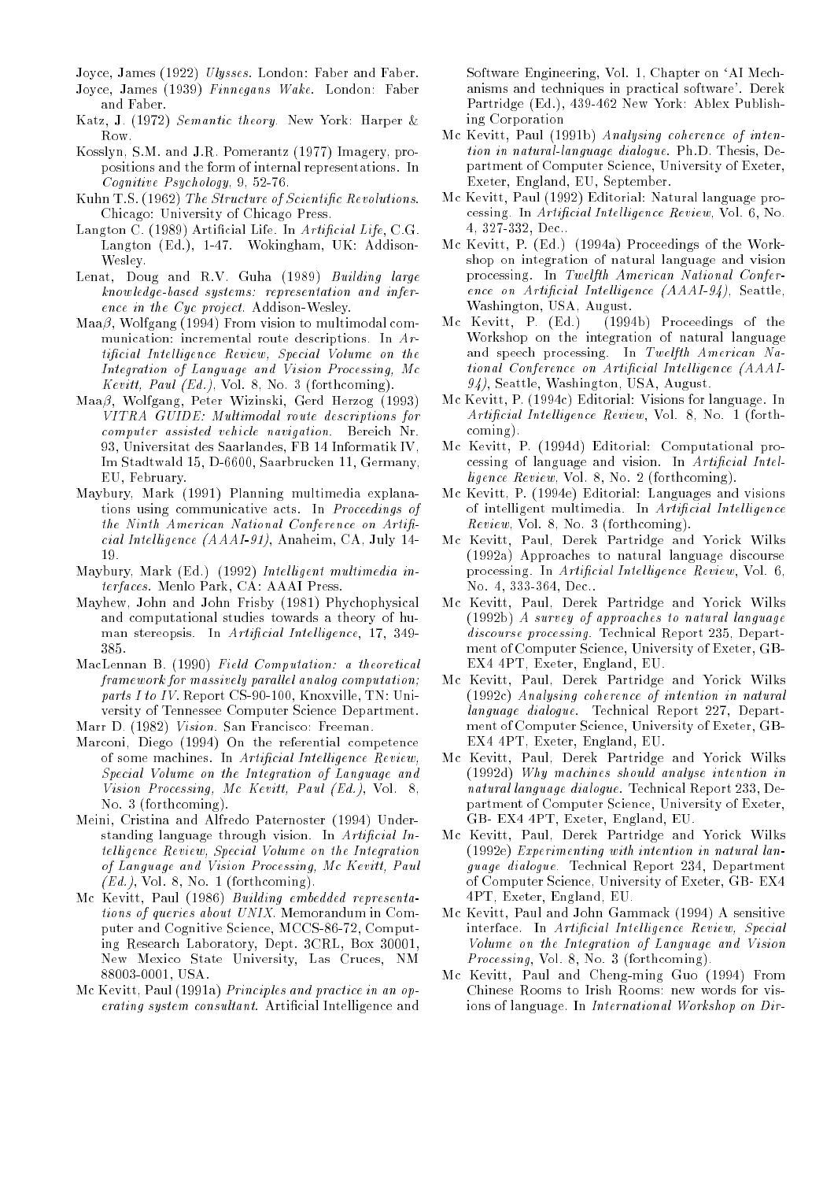Joyce, James (1922) *Ulysses*. London: Faber and Faber.

Joyce, James (1939) *Finnegans Wake*. London: Faber and Faber.

Katz, J. (1972) *Semantic theory*. New York: Harper & Row.

Kosslyn, S.M. and J.R. Pomerantz (1977) Imagery, propositions and the form of internal representations. In *Cognitive Psychology*, 9, 52-76.

Kuhn T.S. (1962) *The Structure of Scientific Revolutions*. Chicago: University of Chicago Press.

Langton C. (1989) Artificial Life. In *Artificial Life*, C.G. Langton (Ed.), 1-47. Wokingham, UK: Addison-Wesley.

Lenat, Doug and R.V. Guha (1989) *Building large knowledge-based systems: representation and inference in the Cyc project*. Addison-Wesley.

Maaβ, Wolfgang (1994) From vision to multimodal communication: incremental route descriptions. In *Artificial Intelligence Review, Special Volume on the Integration of Language and Vision Processing, Mc Kevitt, Paul (Ed.)*, Vol. 8, No. 3 (forthcoming).

Maaβ, Wolfgang, Peter Wizinski, Gerd Herzog (1993) *VITRA GUIDE: Multimodal route descriptions for computer assisted vehicle navigation*. Bereich Nr. 93, Universitat des Saarlandes, FB 14 Informatik IV, Im Stadtwald 15, D-6600, Saarbrucken 11, Germany, EU, February.

Maybury, Mark (1991) Planning multimedia explanations using communicative acts. In *Proceedings of the Ninth American National Conference on Artificial Intelligence (AAAI-91)*, Anaheim, CA, July 14-19.

Maybury, Mark (Ed.) (1992) *Intelligent multimedia interfaces*. Menlo Park, CA: AAAI Press.

Mayhew, John and John Frisby (1981) Phychophysical and computational studies towards a theory of human stereopsis. In *Artificial Intelligence*, 17, 349-385.

MacLennan B. (1990) *Field Computation: a theoretical framework for massively parallel analog computation; parts I to IV*. Report CS-90-100, Knoxville, TN: University of Tennessee Computer Science Department.

Marr D. (1982) *Vision*. San Francisco: Freeman.

Marconi, Diego (1994) On the referential competence of some machines. In *Artificial Intelligence Review, Special Volume on the Integration of Language and Vision Processing, Mc Kevitt, Paul (Ed.)*, Vol. 8, No. 3 (forthcoming).

Meini, Cristina and Alfredo Paternoster (1994) Understanding language through vision. In *Artificial Intelligence Review, Special Volume on the Integration of Language and Vision Processing, Mc Kevitt, Paul (Ed.)*, Vol. 8, No. 1 (forthcoming).

Mc Kevitt, Paul (1986) *Building embedded representations of queries about UNIX*. Memorandum in Computer and Cognitive Science, MCCS-86-72, Computing Research Laboratory, Dept. 3CRL, Box 30001, New Mexico State University, Las Cruces, NM 88003-0001, USA.

Mc Kevitt, Paul (1991a) *Principles and practice in an operating system consultant*. Artificial Intelligence and Software Engineering, Vol. 1, Chapter on 'AI Mechanisms and techniques in practical software'. Derek Partridge (Ed.), 439-462 New York: Ablex Publishing Corporation

Mc Kevitt, Paul (1991b) *Analysing coherence of intention in natural-language dialogue*. Ph.D. Thesis, Department of Computer Science, University of Exeter, Exeter, England, EU, September.

Mc Kevitt, Paul (1992) Editorial: Natural language processing. In *Artificial Intelligence Review*, Vol. 6, No. 4, 327-332, Dec..

Mc Kevitt, P. (Ed.) (1994a) Proceedings of the Workshop on integration of natural language and vision processing. In *Twelfth American National Conference on Artificial Intelligence (AAAI-94)*, Seattle, Washington, USA, August.

Mc Kevitt, P. (Ed.) (1994b) Proceedings of the Workshop on the integration of natural language and speech processing. In *Twelfth American National Conference on Artificial Intelligence (AAAI-94)*, Seattle, Washington, USA, August.

Mc Kevitt, P. (1994c) Editorial: Visions for language. In *Artificial Intelligence Review*, Vol. 8, No. 1 (forthcoming).

Mc Kevitt, P. (1994d) Editorial: Computational processing of language and vision. In *Artificial Intelligence Review*, Vol. 8, No. 2 (forthcoming).

Mc Kevitt, P. (1994e) Editorial: Languages and visions of intelligent multimedia. In *Artificial Intelligence Review*, Vol. 8, No. 3 (forthcoming).

Mc Kevitt, Paul, Derek Partridge and Yorick Wilks (1992a) Approaches to natural language discourse processing. In *Artificial Intelligence Review*, Vol. 6, No. 4, 333-364, Dec..

Mc Kevitt, Paul, Derek Partridge and Yorick Wilks (1992b) *A survey of approaches to natural language discourse processing*. Technical Report 235, Department of Computer Science, University of Exeter, GB-EX4 4PT, Exeter, England, EU.

Mc Kevitt, Paul, Derek Partridge and Yorick Wilks (1992c) *Analysing coherence of intention in natural language dialogue*. Technical Report 227, Department of Computer Science, University of Exeter, GB-EX4 4PT, Exeter, England, EU.

Mc Kevitt, Paul, Derek Partridge and Yorick Wilks (1992d) *Why machines should analyse intention in natural language dialogue*. Technical Report 233, Department of Computer Science, University of Exeter, GB- EX4 4PT, Exeter, England, EU.

Mc Kevitt, Paul, Derek Partridge and Yorick Wilks (1992e) *Experimenting with intention in natural language dialogue*. Technical Report 234, Department of Computer Science, University of Exeter, GB- EX4 4PT, Exeter, England, EU.

Mc Kevitt, Paul and John Gammack (1994) A sensitive interface. In *Artificial Intelligence Review, Special Volume on the Integration of Language and Vision Processing*, Vol. 8, No. 3 (forthcoming).

Mc Kevitt, Paul and Cheng-ming Guo (1994) From Chinese Rooms to Irish Rooms: new words for visions of language. In *International Workshop on Dir-*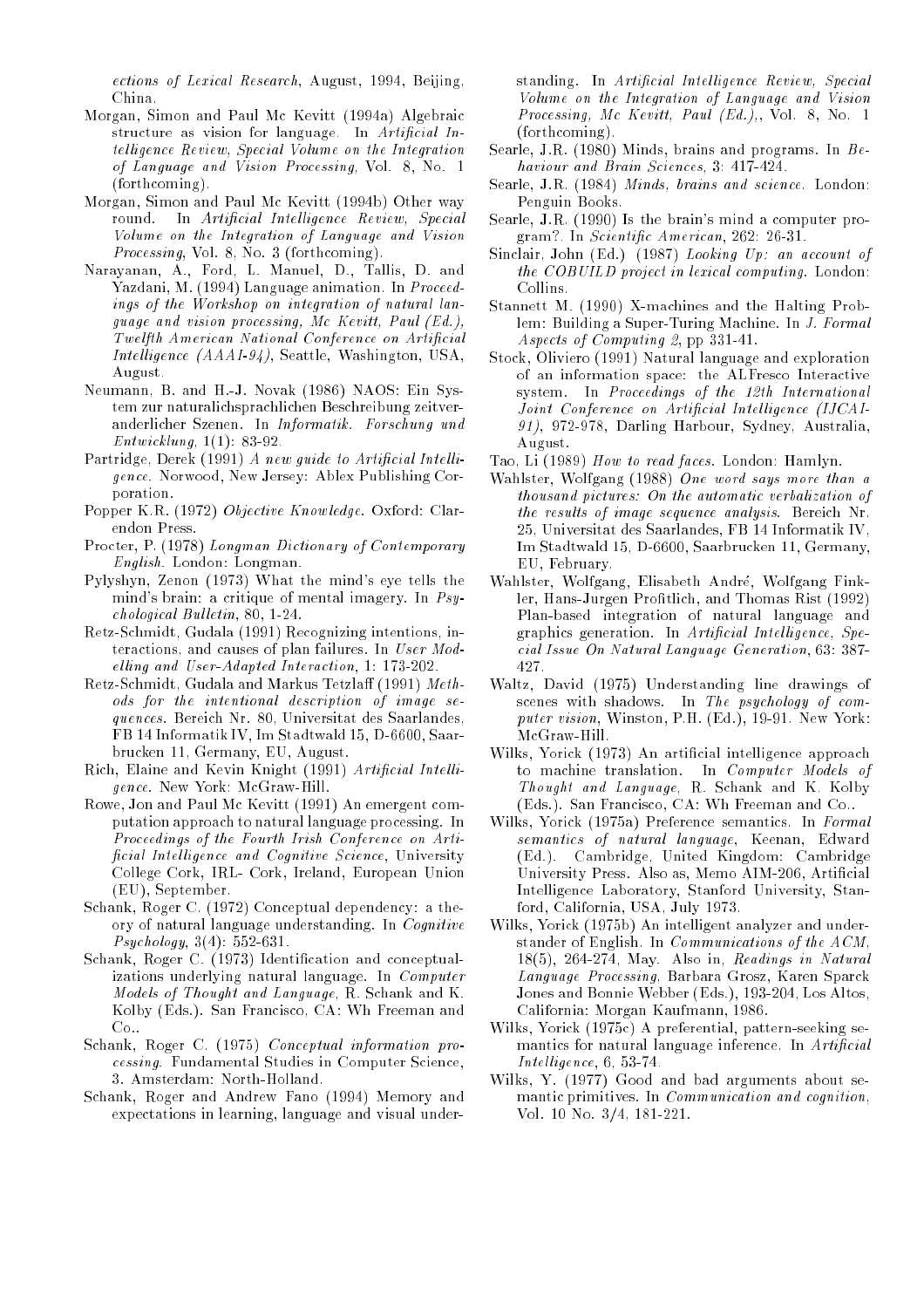*ections of Lexical Research*, August, 1994, Beijing, China.

Morgan, Simon and Paul Mc Kevitt (1994a) Algebraic structure as vision for language. In *Artificial Intelligence Review, Special Volume on the Integration of Language and Vision Processing*, Vol. 8, No. 1 (forthcoming).

Morgan, Simon and Paul Mc Kevitt (1994b) Other way round. In *Artificial Intelligence Review, Special Volume on the Integration of Language and Vision Processing*, Vol. 8, No. 3 (forthcoming).

Narayanan, A., Ford, L. Manuel, D., Tallis, D. and Yazdani, M. (1994) Language animation. In *Proceedings of the Workshop on integration of natural language and vision processing, Mc Kevitt, Paul (Ed.), Twelfth American National Conference on Artificial Intelligence (AAAI-94)*, Seattle, Washington, USA, August.

Neumann, B. and H.-J. Novak (1986) NAOS: Ein System zur naturalichsprachlichen Beschreibung zeitveranderlicher Szenen. In *Informatik. Forschung und Entwicklung*, 1(1): 83-92.

Partridge, Derek (1991) *A new guide to Artificial Intelligence*. Norwood, New Jersey: Ablex Publishing Corporation.

Popper K.R. (1972) *Objective Knowledge*. Oxford: Clarendon Press.

Procter, P. (1978) *Longman Dictionary of Contemporary English*. London: Longman.

Pylyshyn, Zenon (1973) What the mind's eye tells the mind's brain: a critique of mental imagery. In *Psychological Bulletin*, 80, 1-24.

Retz-Schmidt, Gudala (1991) Recognizing intentions, interactions, and causes of plan failures. In *User Modelling and User-Adapted Interaction*, 1: 173-202.

Retz-Schmidt, Gudala and Markus Tetzlaff (1991) *Methods for the intentional description of image sequences*. Bereich Nr. 80, Universitat des Saarlandes, FB 14 Informatik IV, Im Stadtwald 15, D-6600, Saarbrucken 11, Germany, EU, August.

Rich, Elaine and Kevin Knight (1991) *Artificial Intelligence*. New York: McGraw-Hill.

Rowe, Jon and Paul Mc Kevitt (1991) An emergent computation approach to natural language processing. In *Proceedings of the Fourth Irish Conference on Artificial Intelligence and Cognitive Science*, University College Cork, IRL- Cork, Ireland, European Union (EU), September.

Schank, Roger C. (1972) Conceptual dependency: a theory of natural language understanding. In *Cognitive Psychology*, 3(4): 552-631.

Schank, Roger C. (1973) Identification and conceptualizations underlying natural language. In *Computer Models of Thought and Language*, R. Schank and K. Kolby (Eds.). San Francisco, CA: Wh Freeman and Co..

Schank, Roger C. (1975) *Conceptual information processing*. Fundamental Studies in Computer Science, 3. Amsterdam: North-Holland.

Schank, Roger and Andrew Fano (1994) Memory and expectations in learning, language and visual understanding. In *Artificial Intelligence Review, Special Volume on the Integration of Language and Vision Processing, Mc Kevitt, Paul (Ed.),*, Vol. 8, No. 1 (forthcoming).

Searle, J.R. (1980) Minds, brains and programs. In *Behaviour and Brain Sciences*, 3: 417-424.

Searle, J.R. (1984) *Minds, brains and science*. London: Penguin Books.

Searle, J.R. (1990) Is the brain's mind a computer program?. In *Scientific American*, 262: 26-31.

Sinclair, John (Ed.) (1987) *Looking Up: an account of the COBUILD project in lexical computing*. London: Collins.

Stannett M. (1990) X-machines and the Halting Problem: Building a Super-Turing Machine. In *J. Formal Aspects of Computing 2*, pp 331-41.

Stock, Oliviero (1991) Natural language and exploration of an information space: the ALFresco Interactive system. In *Proceedings of the 12th International Joint Conference on Artificial Intelligence (IJCAI-91)*, 972-978, Darling Harbour, Sydney, Australia, August.

Tao, Li (1989) *How to read faces*. London: Hamlyn.

Wahlster, Wolfgang (1988) *One word says more than a thousand pictures: On the automatic verbalization of the results of image sequence analysis*. Bereich Nr. 25, Universitat des Saarlandes, FB 14 Informatik IV, Im Stadtwald 15, D-6600, Saarbrucken 11, Germany, EU, February.

Wahlster, Wolfgang, Elisabeth André, Wolfgang Finkler, Hans-Jurgen Profitlich, and Thomas Rist (1992) Plan-based integration of natural language and graphics generation. In *Artificial Intelligence, Special Issue On Natural Language Generation*, 63: 387-427.

Waltz, David (1975) Understanding line drawings of scenes with shadows. In *The psychology of computer vision*, Winston, P.H. (Ed.), 19-91. New York: McGraw-Hill.

Wilks, Yorick (1973) An artificial intelligence approach to machine translation. In *Computer Models of Thought and Language*, R. Schank and K. Kolby (Eds.). San Francisco, CA: Wh Freeman and Co..

Wilks, Yorick (1975a) Preference semantics. In *Formal semantics of natural language*, Keenan, Edward (Ed.). Cambridge, United Kingdom: Cambridge University Press. Also as, Memo AIM-206, Artificial Intelligence Laboratory, Stanford University, Stanford, California, USA, July 1973.

Wilks, Yorick (1975b) An intelligent analyzer and understander of English. In *Communications of the ACM*, 18(5), 264-274, May. Also in, *Readings in Natural Language Processing*, Barbara Grosz, Karen Sparck Jones and Bonnie Webber (Eds.), 193-204, Los Altos, California: Morgan Kaufmann, 1986.

Wilks, Yorick (1975c) A preferential, pattern-seeking semantics for natural language inference. In *Artificial Intelligence*, 6, 53-74.

Wilks, Y. (1977) Good and bad arguments about semantic primitives. In *Communication and cognition*, Vol. 10 No. 3/4, 181-221.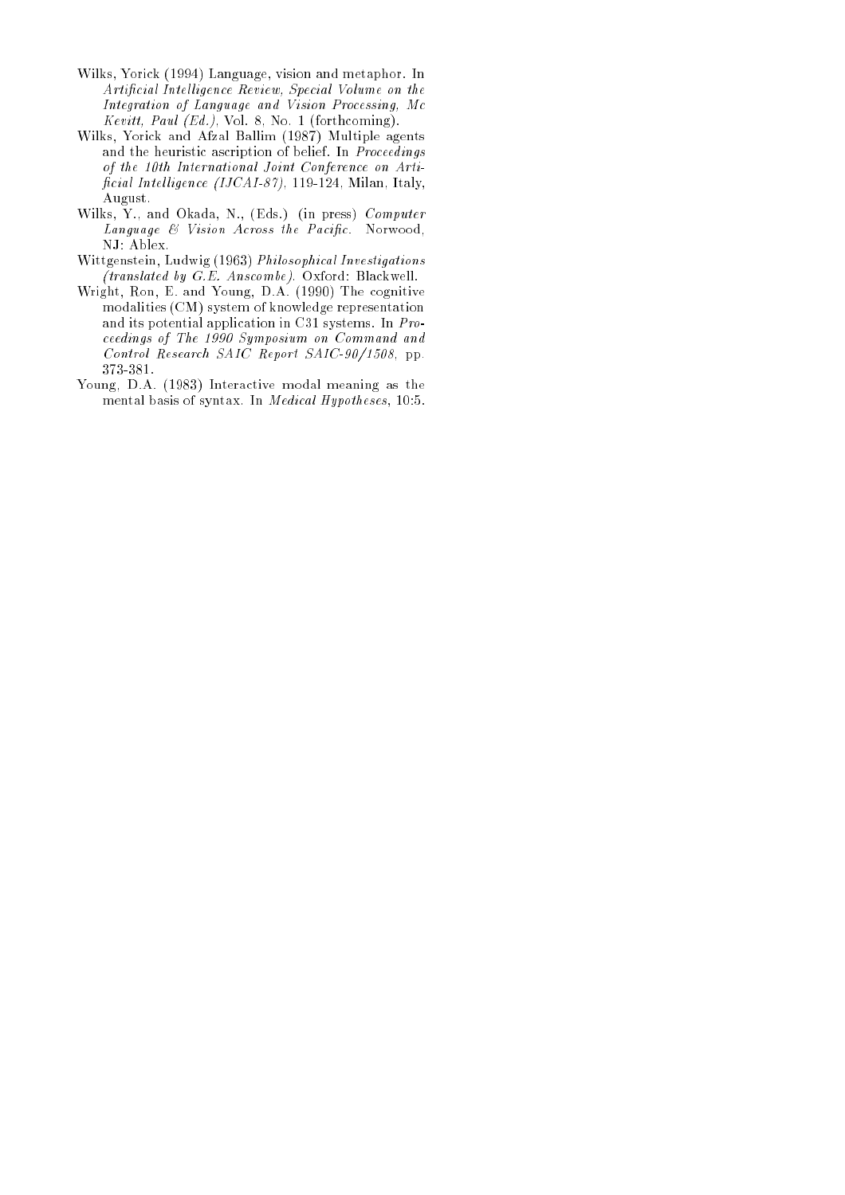Wilks, Yorick (1994) Language, vision and metaphor. In *Artificial Intelligence Review, Special Volume on the Integration of Language and Vision Processing, Mc Kevitt, Paul (Ed.)*, Vol. 8, No. 1 (forthcoming).

Wilks, Yorick and Afzal Ballim (1987) Multiple agents and the heuristic ascription of belief. In *Proceedings of the 10th International Joint Conference on Artificial Intelligence (IJCAI-87)*, 119-124, Milan, Italy, August.

Wilks, Y., and Okada, N., (Eds.) (in press) *Computer Language & Vision Across the Pacific.* Norwood, NJ: Ablex.

Wittgenstein, Ludwig (1963) *Philosophical Investigations (translated by G.E. Anscombe).* Oxford: Blackwell.

Wright, Ron, E. and Young, D.A. (1990) The cognitive modalities (CM) system of knowledge representation and its potential application in C3I systems. In *Proceedings of The 1990 Symposium on Command and Control Research SAIC Report SAIC-90/1508*, pp. 373-381.

Young, D.A. (1983) Interactive modal meaning as the mental basis of syntax. In *Medical Hypotheses*, 10:5.